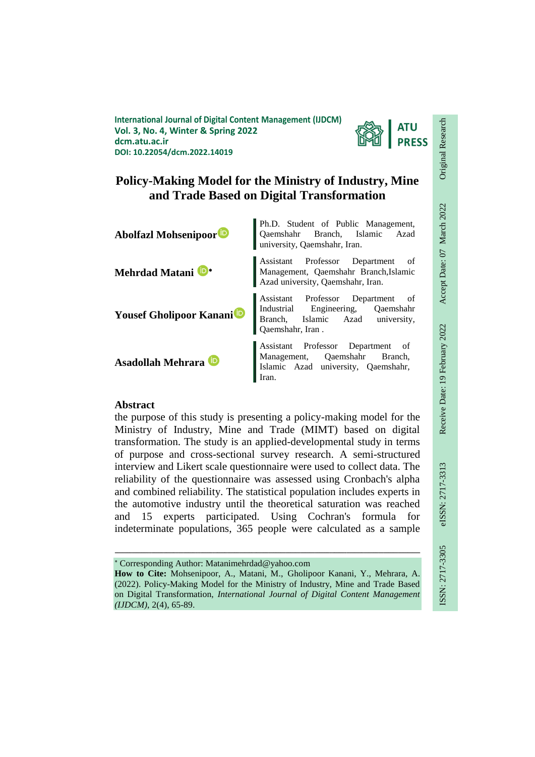International Journal of Digital Content Management (IJDCM)
Vol. 3, No. 4, Winter & Spring 2022
dcm.atu.ac.ir
DOI: 10.22054/dcm.2022.14019

Original Research | Receive Date: 19 February 2022 | Accept Date: 07 March 2022 | ISSN: 2717-3305 | eISSN: 2717-3313

# Policy-Making Model for the Ministry of Industry, Mine and Trade Based on Digital Transformation

**Abolfazl Mohsenipoor** — Ph.D. Student of Public Management, Qaemshahr Branch, Islamic Azad university, Qaemshahr, Iran.

**Mehrdad Matani** * — Assistant Professor Department of Management, Qaemshahr Branch,Islamic Azad university, Qaemshahr, Iran.

**Yousef Gholipoor Kanani** — Assistant Professor Department of Industrial Engineering, Qaemshahr Branch, Islamic Azad university, Qaemshahr, Iran .

**Asadollah Mehrara** — Assistant Professor Department of Management, Qaemshahr Branch, Islamic Azad university, Qaemshahr, Iran.

## Abstract

the purpose of this study is presenting a policy-making model for the Ministry of Industry, Mine and Trade (MIMT) based on digital transformation. The study is an applied-developmental study in terms of purpose and cross-sectional survey research. A semi-structured interview and Likert scale questionnaire were used to collect data. The reliability of the questionnaire was assessed using Cronbach's alpha and combined reliability. The statistical population includes experts in the automotive industry until the theoretical saturation was reached and 15 experts participated. Using Cochran's formula for indeterminate populations, 365 people were calculated as a sample

---

* Corresponding Author: Matanimehrdad@yahoo.com

**How to Cite:** Mohsenipoor, A., Matani, M., Gholipoor Kanani, Y., Mehrara, A. (2022). Policy-Making Model for the Ministry of Industry, Mine and Trade Based on Digital Transformation, *International Journal of Digital Content Management (IJDCM)*, 2(4), 65-89.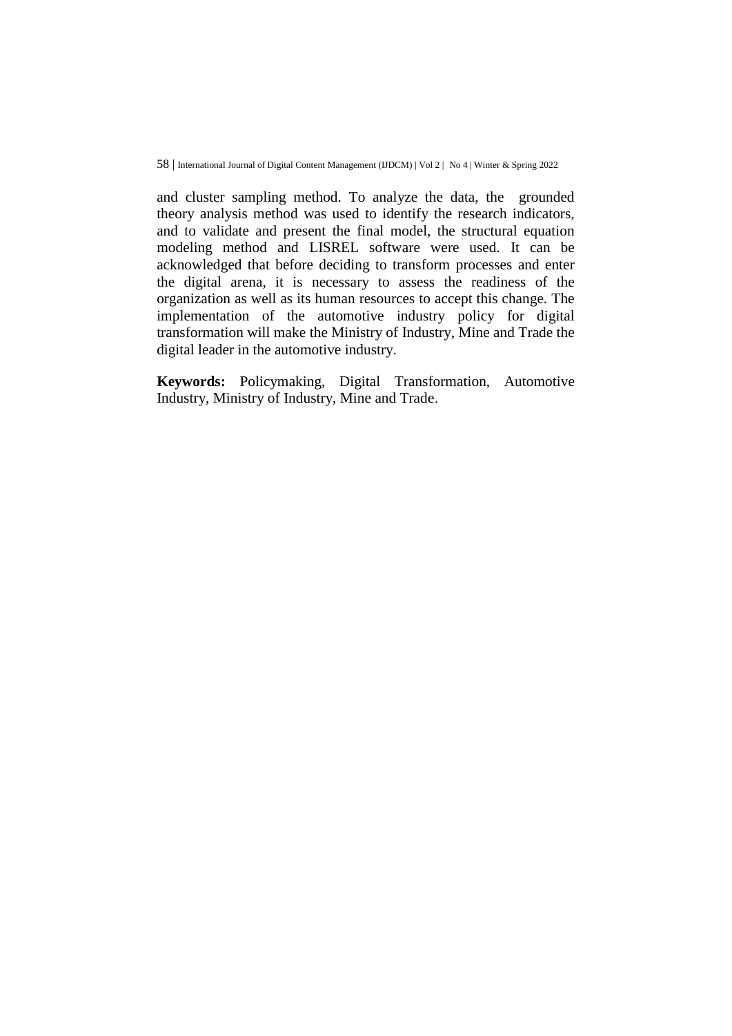and cluster sampling method. To analyze the data, the grounded theory analysis method was used to identify the research indicators, and to validate and present the final model, the structural equation modeling method and LISREL software were used. It can be acknowledged that before deciding to transform processes and enter the digital arena, it is necessary to assess the readiness of the organization as well as its human resources to accept this change. The implementation of the automotive industry policy for digital transformation will make the Ministry of Industry, Mine and Trade the digital leader in the automotive industry.

**Keywords:** Policymaking, Digital Transformation, Automotive Industry, Ministry of Industry, Mine and Trade.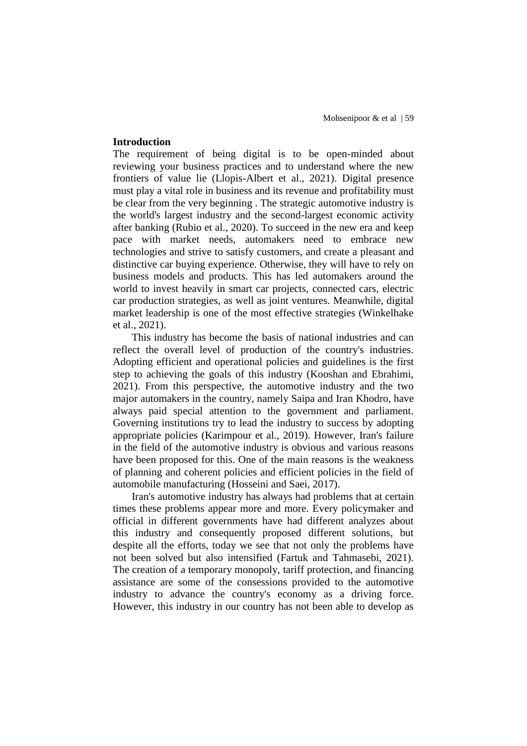## Introduction

The requirement of being digital is to be open-minded about reviewing your business practices and to understand where the new frontiers of value lie (Llopis-Albert et al., 2021). Digital presence must play a vital role in business and its revenue and profitability must be clear from the very beginning . The strategic automotive industry is the world's largest industry and the second-largest economic activity after banking (Rubio et al., 2020). To succeed in the new era and keep pace with market needs, automakers need to embrace new technologies and strive to satisfy customers, and create a pleasant and distinctive car buying experience. Otherwise, they will have to rely on business models and products. This has led automakers around the world to invest heavily in smart car projects, connected cars, electric car production strategies, as well as joint ventures. Meanwhile, digital market leadership is one of the most effective strategies (Winkelhake et al., 2021).

This industry has become the basis of national industries and can reflect the overall level of production of the country's industries. Adopting efficient and operational policies and guidelines is the first step to achieving the goals of this industry (Kooshan and Ebrahimi, 2021). From this perspective, the automotive industry and the two major automakers in the country, namely Saipa and Iran Khodro, have always paid special attention to the government and parliament. Governing institutions try to lead the industry to success by adopting appropriate policies (Karimpour et al., 2019). However, Iran's failure in the field of the automotive industry is obvious and various reasons have been proposed for this. One of the main reasons is the weakness of planning and coherent policies and efficient policies in the field of automobile manufacturing (Hosseini and Saei, 2017).

Iran's automotive industry has always had problems that at certain times these problems appear more and more. Every policymaker and official in different governments have had different analyzes about this industry and consequently proposed different solutions, but despite all the efforts, today we see that not only the problems have not been solved but also intensified (Fartuk and Tahmasebi, 2021). The creation of a temporary monopoly, tariff protection, and financing assistance are some of the consessions provided to the automotive industry to advance the country's economy as a driving force. However, this industry in our country has not been able to develop as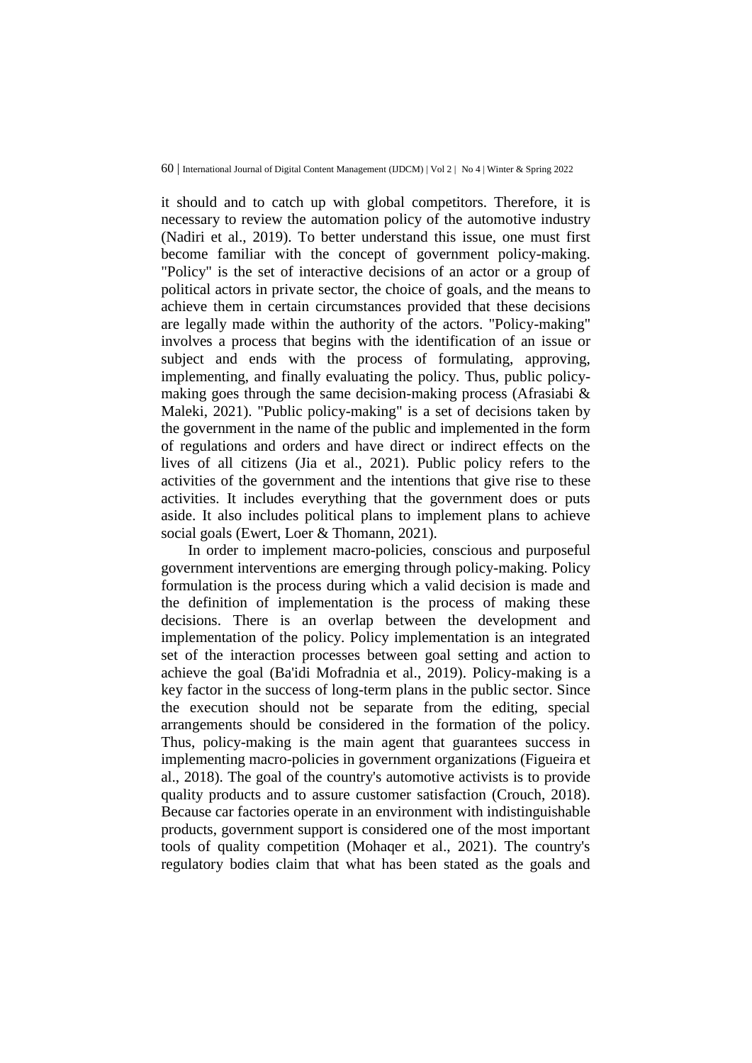it should and to catch up with global competitors. Therefore, it is necessary to review the automation policy of the automotive industry (Nadiri et al., 2019). To better understand this issue, one must first become familiar with the concept of government policy-making. "Policy" is the set of interactive decisions of an actor or a group of political actors in private sector, the choice of goals, and the means to achieve them in certain circumstances provided that these decisions are legally made within the authority of the actors. "Policy-making" involves a process that begins with the identification of an issue or subject and ends with the process of formulating, approving, implementing, and finally evaluating the policy. Thus, public policy-making goes through the same decision-making process (Afrasiabi & Maleki, 2021). "Public policy-making" is a set of decisions taken by the government in the name of the public and implemented in the form of regulations and orders and have direct or indirect effects on the lives of all citizens (Jia et al., 2021). Public policy refers to the activities of the government and the intentions that give rise to these activities. It includes everything that the government does or puts aside. It also includes political plans to implement plans to achieve social goals (Ewert, Loer & Thomann, 2021).

In order to implement macro-policies, conscious and purposeful government interventions are emerging through policy-making. Policy formulation is the process during which a valid decision is made and the definition of implementation is the process of making these decisions. There is an overlap between the development and implementation of the policy. Policy implementation is an integrated set of the interaction processes between goal setting and action to achieve the goal (Ba'idi Mofradnia et al., 2019). Policy-making is a key factor in the success of long-term plans in the public sector. Since the execution should not be separate from the editing, special arrangements should be considered in the formation of the policy. Thus, policy-making is the main agent that guarantees success in implementing macro-policies in government organizations (Figueira et al., 2018). The goal of the country's automotive activists is to provide quality products and to assure customer satisfaction (Crouch, 2018). Because car factories operate in an environment with indistinguishable products, government support is considered one of the most important tools of quality competition (Mohaqer et al., 2021). The country's regulatory bodies claim that what has been stated as the goals and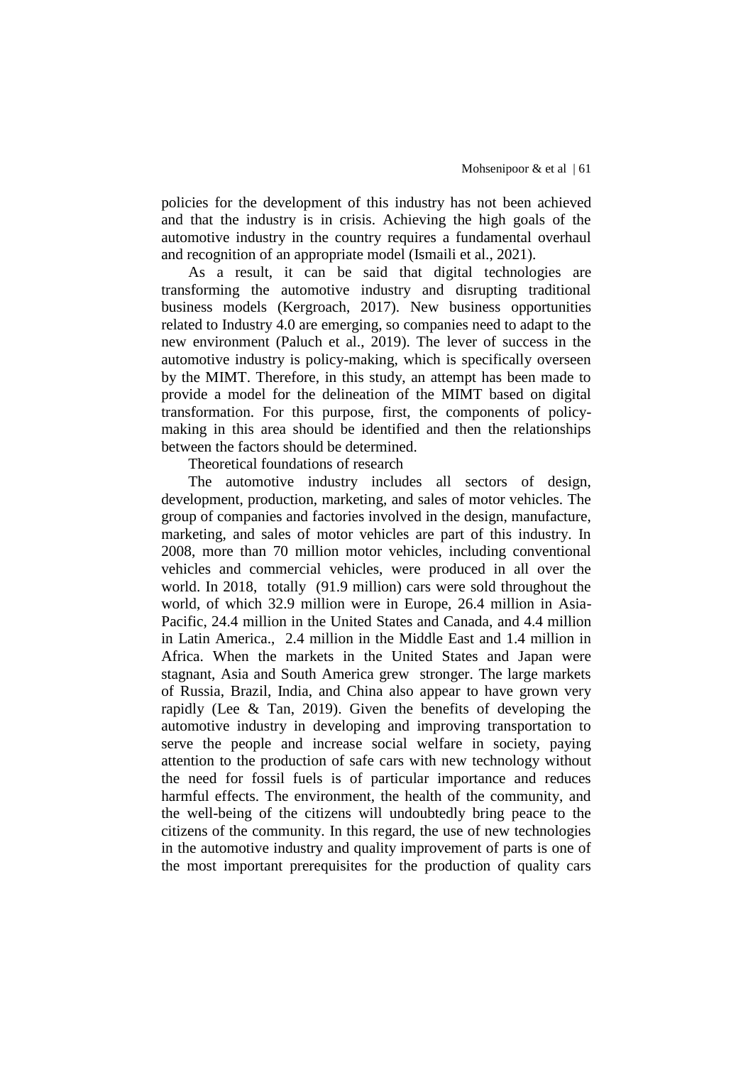policies for the development of this industry has not been achieved and that the industry is in crisis. Achieving the high goals of the automotive industry in the country requires a fundamental overhaul and recognition of an appropriate model (Ismaili et al., 2021).

As a result, it can be said that digital technologies are transforming the automotive industry and disrupting traditional business models (Kergroach, 2017). New business opportunities related to Industry 4.0 are emerging, so companies need to adapt to the new environment (Paluch et al., 2019). The lever of success in the automotive industry is policy-making, which is specifically overseen by the MIMT. Therefore, in this study, an attempt has been made to provide a model for the delineation of the MIMT based on digital transformation. For this purpose, first, the components of policy-making in this area should be identified and then the relationships between the factors should be determined.

Theoretical foundations of research

The automotive industry includes all sectors of design, development, production, marketing, and sales of motor vehicles. The group of companies and factories involved in the design, manufacture, marketing, and sales of motor vehicles are part of this industry. In 2008, more than 70 million motor vehicles, including conventional vehicles and commercial vehicles, were produced in all over the world. In 2018, totally (91.9 million) cars were sold throughout the world, of which 32.9 million were in Europe, 26.4 million in Asia-Pacific, 24.4 million in the United States and Canada, and 4.4 million in Latin America., 2.4 million in the Middle East and 1.4 million in Africa. When the markets in the United States and Japan were stagnant, Asia and South America grew stronger. The large markets of Russia, Brazil, India, and China also appear to have grown very rapidly (Lee & Tan, 2019). Given the benefits of developing the automotive industry in developing and improving transportation to serve the people and increase social welfare in society, paying attention to the production of safe cars with new technology without the need for fossil fuels is of particular importance and reduces harmful effects. The environment, the health of the community, and the well-being of the citizens will undoubtedly bring peace to the citizens of the community. In this regard, the use of new technologies in the automotive industry and quality improvement of parts is one of the most important prerequisites for the production of quality cars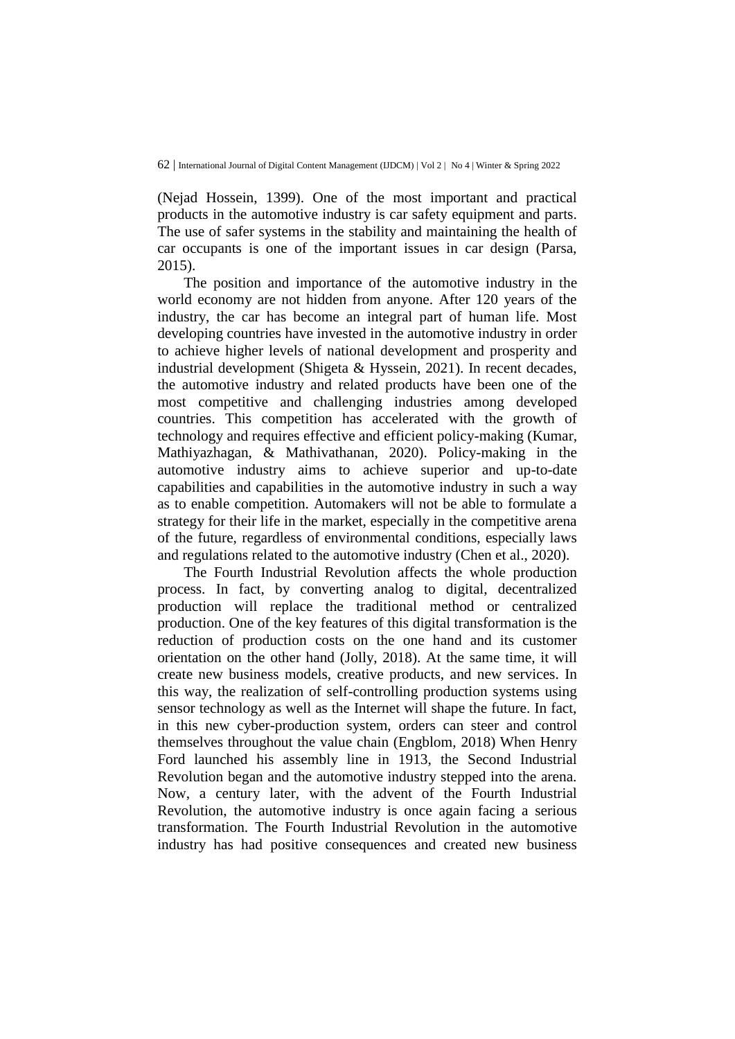(Nejad Hossein, 1399). One of the most important and practical products in the automotive industry is car safety equipment and parts. The use of safer systems in the stability and maintaining the health of car occupants is one of the important issues in car design (Parsa, 2015).

The position and importance of the automotive industry in the world economy are not hidden from anyone. After 120 years of the industry, the car has become an integral part of human life. Most developing countries have invested in the automotive industry in order to achieve higher levels of national development and prosperity and industrial development (Shigeta & Hyssein, 2021). In recent decades, the automotive industry and related products have been one of the most competitive and challenging industries among developed countries. This competition has accelerated with the growth of technology and requires effective and efficient policy-making (Kumar, Mathiyazhagan, & Mathivathanan, 2020). Policy-making in the automotive industry aims to achieve superior and up-to-date capabilities and capabilities in the automotive industry in such a way as to enable competition. Automakers will not be able to formulate a strategy for their life in the market, especially in the competitive arena of the future, regardless of environmental conditions, especially laws and regulations related to the automotive industry (Chen et al., 2020).

The Fourth Industrial Revolution affects the whole production process. In fact, by converting analog to digital, decentralized production will replace the traditional method or centralized production. One of the key features of this digital transformation is the reduction of production costs on the one hand and its customer orientation on the other hand (Jolly, 2018). At the same time, it will create new business models, creative products, and new services. In this way, the realization of self-controlling production systems using sensor technology as well as the Internet will shape the future. In fact, in this new cyber-production system, orders can steer and control themselves throughout the value chain (Engblom, 2018) When Henry Ford launched his assembly line in 1913, the Second Industrial Revolution began and the automotive industry stepped into the arena. Now, a century later, with the advent of the Fourth Industrial Revolution, the automotive industry is once again facing a serious transformation. The Fourth Industrial Revolution in the automotive industry has had positive consequences and created new business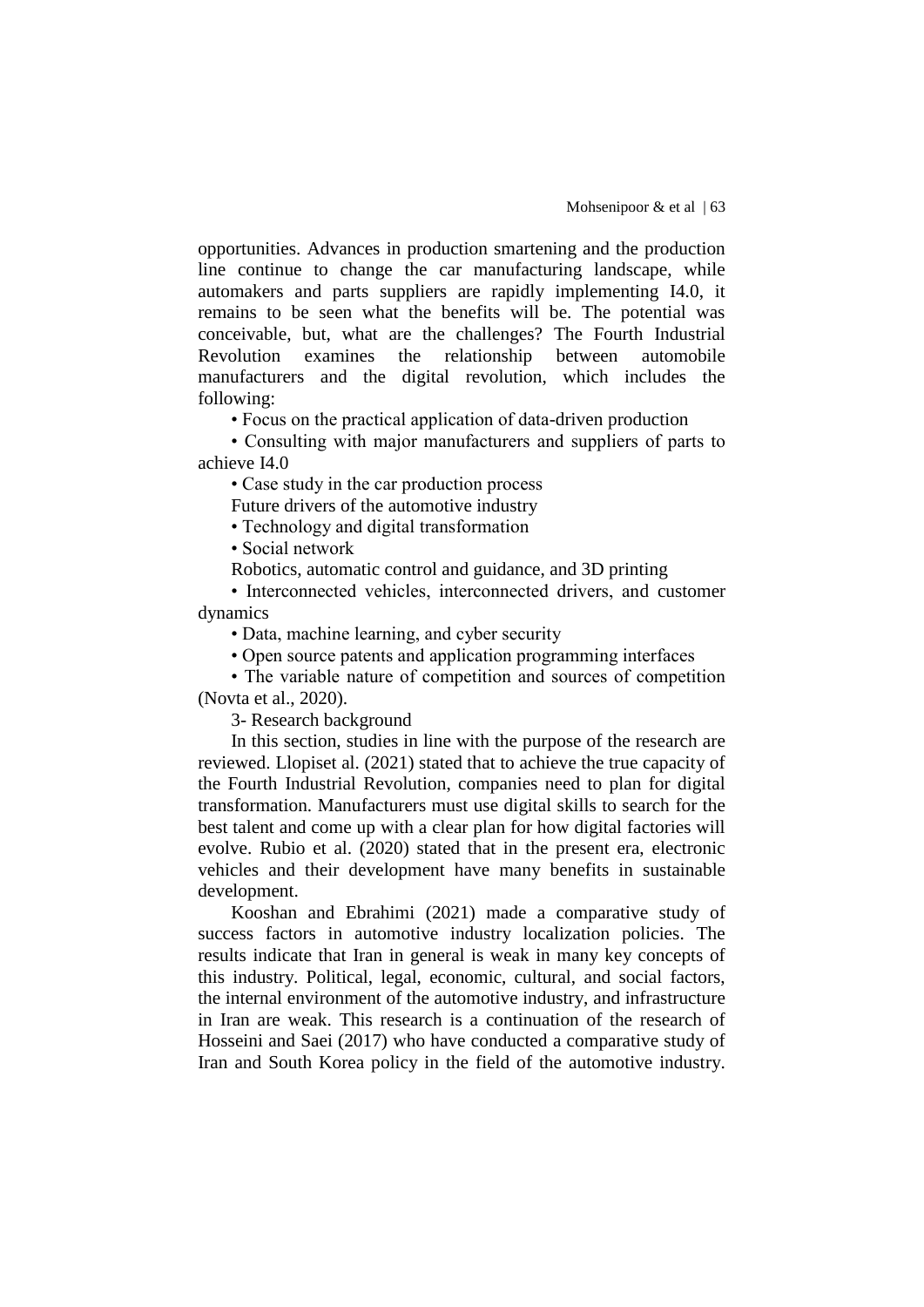opportunities. Advances in production smartening and the production line continue to change the car manufacturing landscape, while automakers and parts suppliers are rapidly implementing I4.0, it remains to be seen what the benefits will be. The potential was conceivable, but, what are the challenges? The Fourth Industrial Revolution examines the relationship between automobile manufacturers and the digital revolution, which includes the following:

- Focus on the practical application of data-driven production
- Consulting with major manufacturers and suppliers of parts to achieve I4.0
- Case study in the car production process

Future drivers of the automotive industry

- Technology and digital transformation
- Social network

Robotics, automatic control and guidance, and 3D printing

- Interconnected vehicles, interconnected drivers, and customer dynamics
- Data, machine learning, and cyber security
- Open source patents and application programming interfaces
- The variable nature of competition and sources of competition (Novta et al., 2020).

## 3- Research background

In this section, studies in line with the purpose of the research are reviewed. Llopiset al. (2021) stated that to achieve the true capacity of the Fourth Industrial Revolution, companies need to plan for digital transformation. Manufacturers must use digital skills to search for the best talent and come up with a clear plan for how digital factories will evolve. Rubio et al. (2020) stated that in the present era, electronic vehicles and their development have many benefits in sustainable development.

Kooshan and Ebrahimi (2021) made a comparative study of success factors in automotive industry localization policies. The results indicate that Iran in general is weak in many key concepts of this industry. Political, legal, economic, cultural, and social factors, the internal environment of the automotive industry, and infrastructure in Iran are weak. This research is a continuation of the research of Hosseini and Saei (2017) who have conducted a comparative study of Iran and South Korea policy in the field of the automotive industry.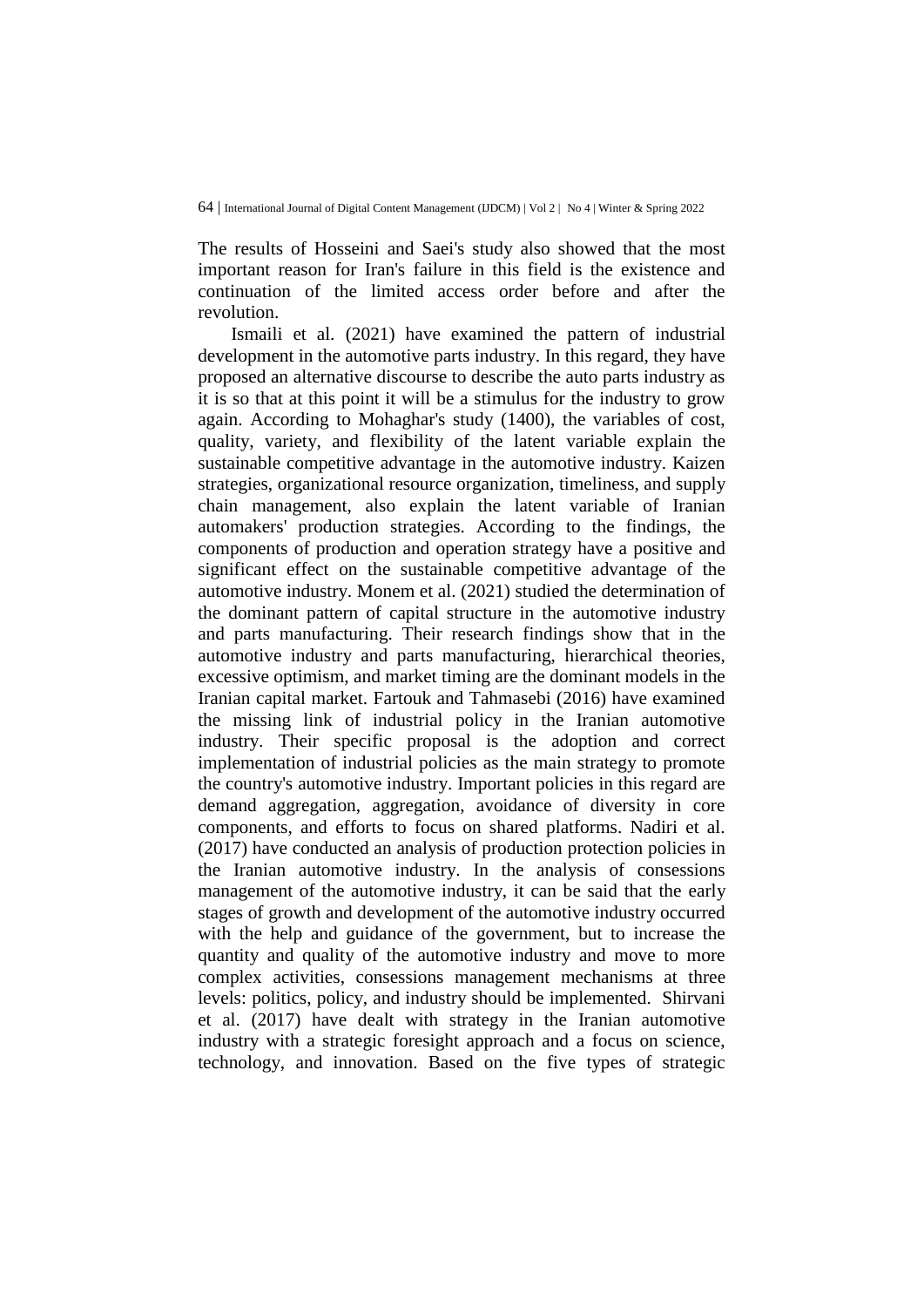The results of Hosseini and Saei's study also showed that the most important reason for Iran's failure in this field is the existence and continuation of the limited access order before and after the revolution.

Ismaili et al. (2021) have examined the pattern of industrial development in the automotive parts industry. In this regard, they have proposed an alternative discourse to describe the auto parts industry as it is so that at this point it will be a stimulus for the industry to grow again. According to Mohaghar's study (1400), the variables of cost, quality, variety, and flexibility of the latent variable explain the sustainable competitive advantage in the automotive industry. Kaizen strategies, organizational resource organization, timeliness, and supply chain management, also explain the latent variable of Iranian automakers' production strategies. According to the findings, the components of production and operation strategy have a positive and significant effect on the sustainable competitive advantage of the automotive industry. Monem et al. (2021) studied the determination of the dominant pattern of capital structure in the automotive industry and parts manufacturing. Their research findings show that in the automotive industry and parts manufacturing, hierarchical theories, excessive optimism, and market timing are the dominant models in the Iranian capital market. Fartouk and Tahmasebi (2016) have examined the missing link of industrial policy in the Iranian automotive industry. Their specific proposal is the adoption and correct implementation of industrial policies as the main strategy to promote the country's automotive industry. Important policies in this regard are demand aggregation, aggregation, avoidance of diversity in core components, and efforts to focus on shared platforms. Nadiri et al. (2017) have conducted an analysis of production protection policies in the Iranian automotive industry. In the analysis of consessions management of the automotive industry, it can be said that the early stages of growth and development of the automotive industry occurred with the help and guidance of the government, but to increase the quantity and quality of the automotive industry and move to more complex activities, consessions management mechanisms at three levels: politics, policy, and industry should be implemented. Shirvani et al. (2017) have dealt with strategy in the Iranian automotive industry with a strategic foresight approach and a focus on science, technology, and innovation. Based on the five types of strategic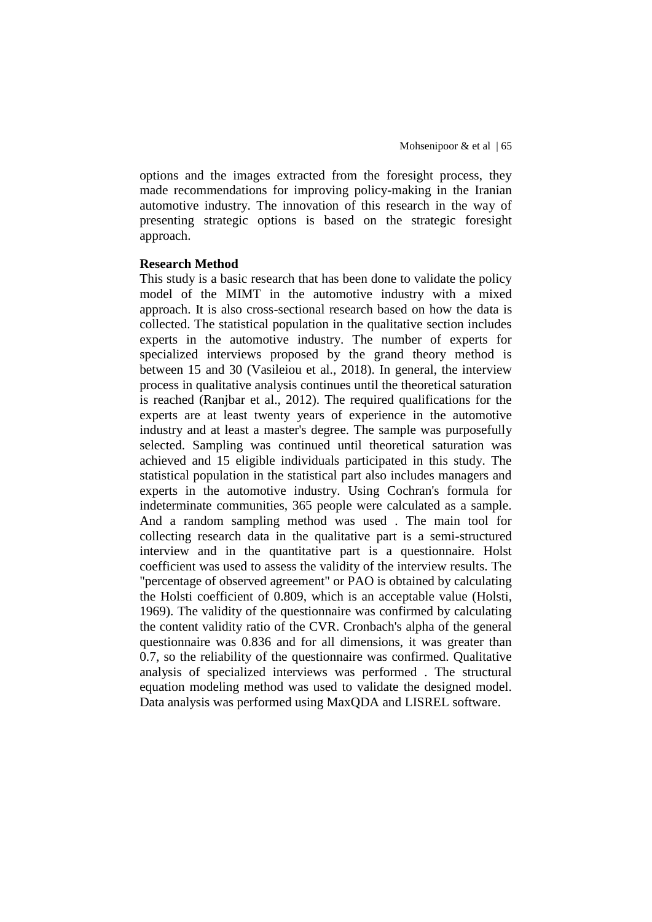options and the images extracted from the foresight process, they made recommendations for improving policy-making in the Iranian automotive industry. The innovation of this research in the way of presenting strategic options is based on the strategic foresight approach.

**Research Method**

This study is a basic research that has been done to validate the policy model of the MIMT in the automotive industry with a mixed approach. It is also cross-sectional research based on how the data is collected. The statistical population in the qualitative section includes experts in the automotive industry. The number of experts for specialized interviews proposed by the grand theory method is between 15 and 30 (Vasileiou et al., 2018). In general, the interview process in qualitative analysis continues until the theoretical saturation is reached (Ranjbar et al., 2012). The required qualifications for the experts are at least twenty years of experience in the automotive industry and at least a master's degree. The sample was purposefully selected. Sampling was continued until theoretical saturation was achieved and 15 eligible individuals participated in this study. The statistical population in the statistical part also includes managers and experts in the automotive industry. Using Cochran's formula for indeterminate communities, 365 people were calculated as a sample. And a random sampling method was used . The main tool for collecting research data in the qualitative part is a semi-structured interview and in the quantitative part is a questionnaire. Holst coefficient was used to assess the validity of the interview results. The "percentage of observed agreement" or PAO is obtained by calculating the Holsti coefficient of 0.809, which is an acceptable value (Holsti, 1969). The validity of the questionnaire was confirmed by calculating the content validity ratio of the CVR. Cronbach's alpha of the general questionnaire was 0.836 and for all dimensions, it was greater than 0.7, so the reliability of the questionnaire was confirmed. Qualitative analysis of specialized interviews was performed . The structural equation modeling method was used to validate the designed model. Data analysis was performed using MaxQDA and LISREL software.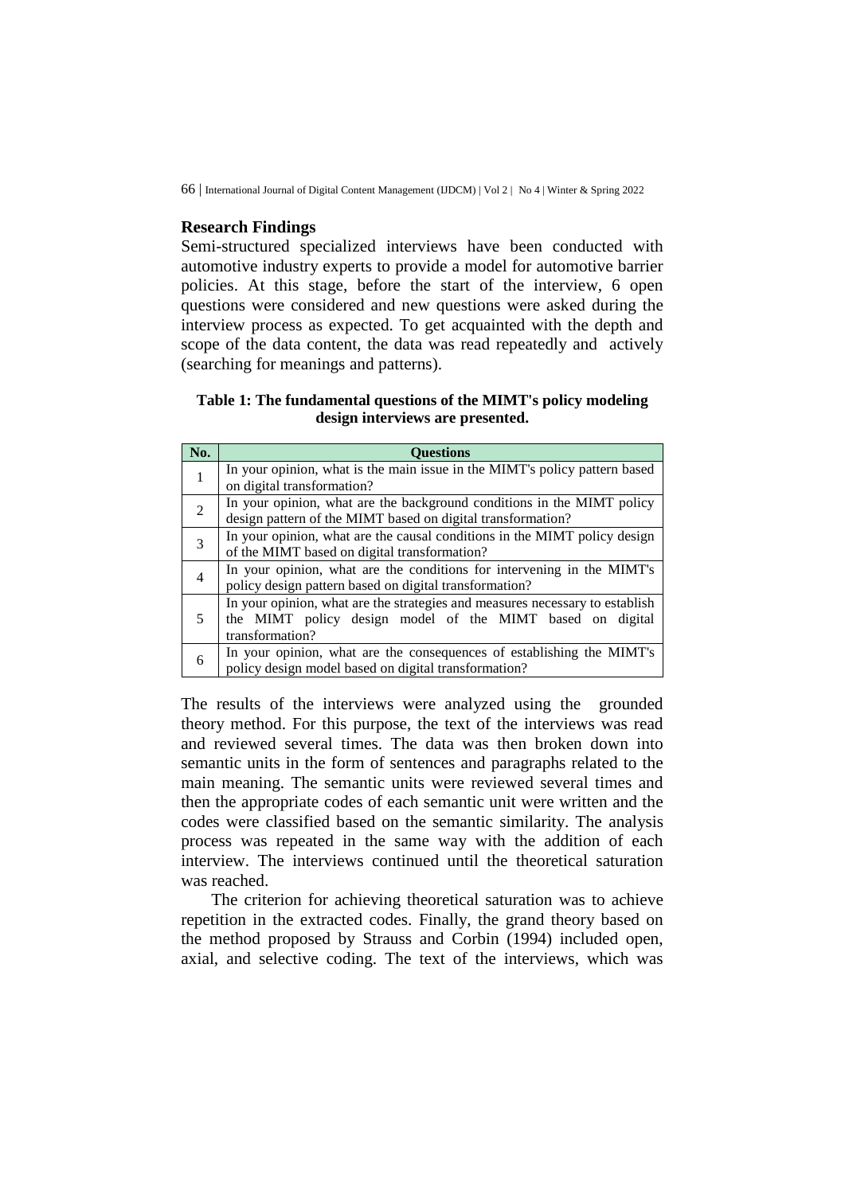## Research Findings

Semi-structured specialized interviews have been conducted with automotive industry experts to provide a model for automotive barrier policies. At this stage, before the start of the interview, 6 open questions were considered and new questions were asked during the interview process as expected. To get acquainted with the depth and scope of the data content, the data was read repeatedly and actively (searching for meanings and patterns).

**Table 1: The fundamental questions of the MIMT's policy modeling design interviews are presented.**

| No. | Questions |
|---|---|
| 1 | In your opinion, what is the main issue in the MIMT's policy pattern based on digital transformation? |
| 2 | In your opinion, what are the background conditions in the MIMT policy design pattern of the MIMT based on digital transformation? |
| 3 | In your opinion, what are the causal conditions in the MIMT policy design of the MIMT based on digital transformation? |
| 4 | In your opinion, what are the conditions for intervening in the MIMT's policy design pattern based on digital transformation? |
| 5 | In your opinion, what are the strategies and measures necessary to establish the MIMT policy design model of the MIMT based on digital transformation? |
| 6 | In your opinion, what are the consequences of establishing the MIMT's policy design model based on digital transformation? |

The results of the interviews were analyzed using the grounded theory method. For this purpose, the text of the interviews was read and reviewed several times. The data was then broken down into semantic units in the form of sentences and paragraphs related to the main meaning. The semantic units were reviewed several times and then the appropriate codes of each semantic unit were written and the codes were classified based on the semantic similarity. The analysis process was repeated in the same way with the addition of each interview. The interviews continued until the theoretical saturation was reached.

The criterion for achieving theoretical saturation was to achieve repetition in the extracted codes. Finally, the grand theory based on the method proposed by Strauss and Corbin (1994) included open, axial, and selective coding. The text of the interviews, which was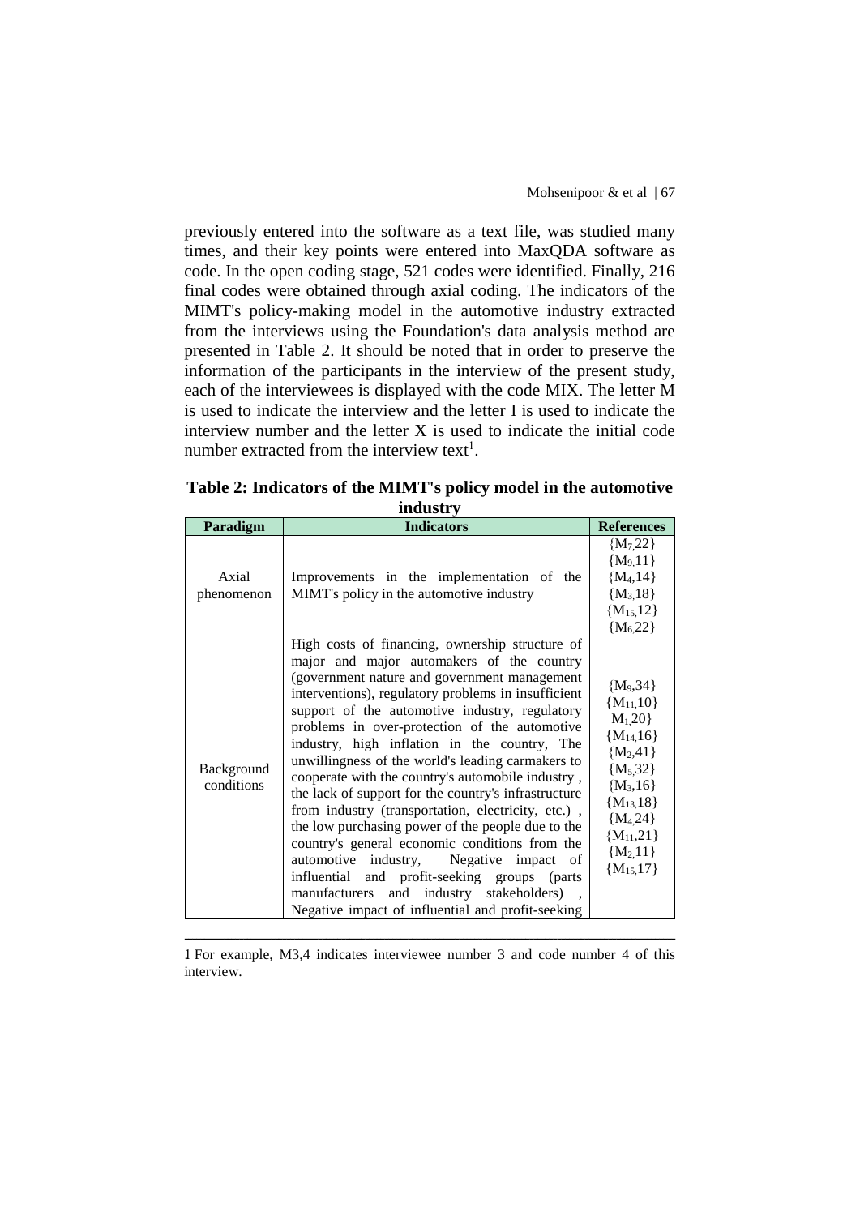previously entered into the software as a text file, was studied many times, and their key points were entered into MaxQDA software as code. In the open coding stage, 521 codes were identified. Finally, 216 final codes were obtained through axial coding. The indicators of the MIMT's policy-making model in the automotive industry extracted from the interviews using the Foundation's data analysis method are presented in Table 2. It should be noted that in order to preserve the information of the participants in the interview of the present study, each of the interviewees is displayed with the code MIX. The letter M is used to indicate the interview and the letter I is used to indicate the interview number and the letter X is used to indicate the initial code number extracted from the interview text[1].

**Table 2: Indicators of the MIMT's policy model in the automotive industry**

| Paradigm | Indicators | References |
|---|---|---|
| Axial phenomenon | Improvements in the implementation of the MIMT's policy in the automotive industry | $\{M_7,22\}$ $\{M_9,11\}$ $\{M_4,14\}$ $\{M_3,18\}$ $\{M_{15},12\}$ $\{M_6,22\}$ |
| Background conditions | High costs of financing, ownership structure of major and major automakers of the country (government nature and government management interventions), regulatory problems in insufficient support of the automotive industry, regulatory problems in over-protection of the automotive industry, high inflation in the country, The unwillingness of the world's leading carmakers to cooperate with the country's automobile industry , the lack of support for the country's infrastructure from industry (transportation, electricity, etc.) , the low purchasing power of the people due to the country's general economic conditions from the automotive industry, Negative impact of influential and profit-seeking groups (parts manufacturers and industry stakeholders) , Negative impact of influential and profit-seeking | $\{M_9,34\}$ $\{M_{11},10\}$ $M_1,20\}$ $\{M_{14},16\}$ $\{M_2,41\}$ $\{M_5,32\}$ $\{M_3,16\}$ $\{M_{13},18\}$ $\{M_4,24\}$ $\{M_{11},21\}$ $\{M_2,11\}$ $\{M_{15},17\}$ |

1 For example, M3,4 indicates interviewee number 3 and code number 4 of this interview.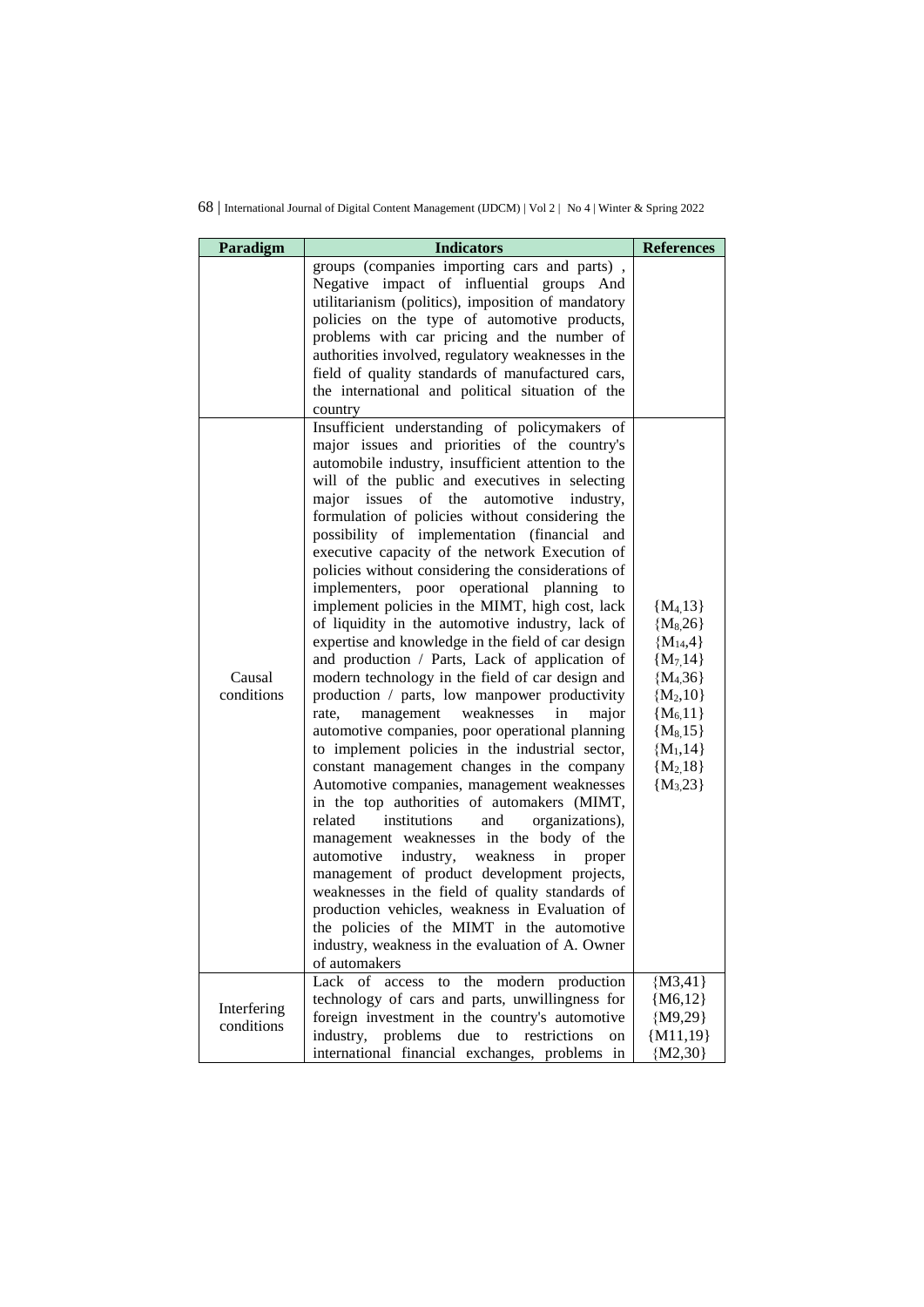| Paradigm | Indicators | References |
|---|---|---|
| | groups (companies importing cars and parts) , Negative impact of influential groups And utilitarianism (politics), imposition of mandatory policies on the type of automotive products, problems with car pricing and the number of authorities involved, regulatory weaknesses in the field of quality standards of manufactured cars, the international and political situation of the country | |
| Causal conditions | Insufficient understanding of policymakers of major issues and priorities of the country's automobile industry, insufficient attention to the will of the public and executives in selecting major issues of the automotive industry, formulation of policies without considering the possibility of implementation (financial and executive capacity of the network Execution of policies without considering the considerations of implementers, poor operational planning to implement policies in the MIMT, high cost, lack of liquidity in the automotive industry, lack of expertise and knowledge in the field of car design and production / Parts, Lack of application of modern technology in the field of car design and production / parts, low manpower productivity rate, management weaknesses in major automotive companies, poor operational planning to implement policies in the industrial sector, constant management changes in the company Automotive companies, management weaknesses in the top authorities of automakers (MIMT, related institutions and organizations), management weaknesses in the body of the automotive industry, weakness in proper management of product development projects, weaknesses in the field of quality standards of production vehicles, weakness in Evaluation of the policies of the MIMT in the automotive industry, weakness in the evaluation of A. Owner of automakers | {$M_4$,13} {$M_8$,26} {$M_{14}$,4} {$M_7$,14} {$M_4$,36} {$M_2$,10} {$M_6$,11} {$M_8$,15} {$M_1$,14} {$M_2$,18} {$M_3$,23} |
| Interfering conditions | Lack of access to the modern production technology of cars and parts, unwillingness for foreign investment in the country's automotive industry, problems due to restrictions on international financial exchanges, problems in | {M3,41} {M6,12} {M9,29} {M11,19} {M2,30} |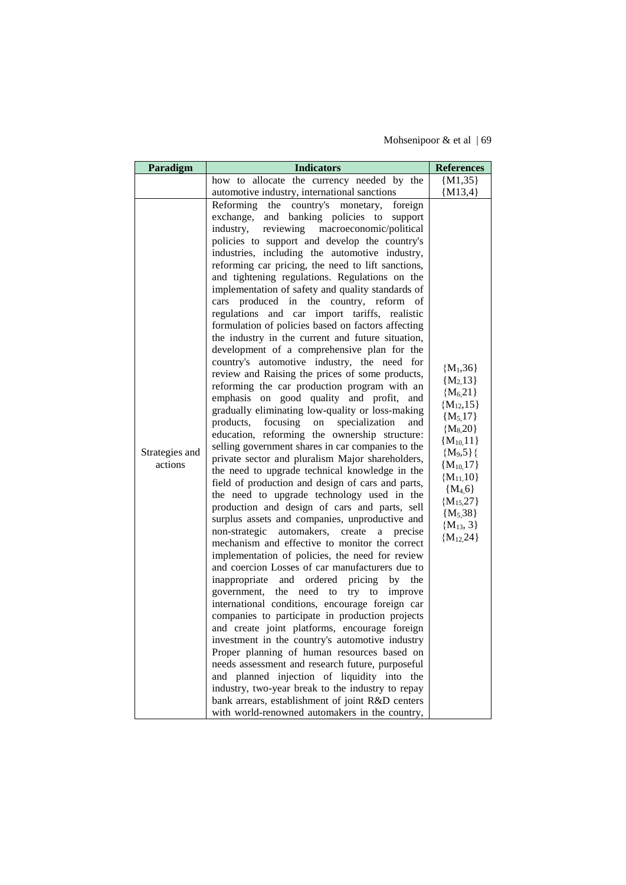| Paradigm | Indicators | References |
|---|---|---|
| | how to allocate the currency needed by the automotive industry, international sanctions | {M1,35} {M13,4} |
| Strategies and actions | Reforming the country's monetary, foreign exchange, and banking policies to support industry, reviewing macroeconomic/political policies to support and develop the country's industries, including the automotive industry, reforming car pricing, the need to lift sanctions, and tightening regulations. Regulations on the implementation of safety and quality standards of cars produced in the country, reform of regulations and car import tariffs, realistic formulation of policies based on factors affecting the industry in the current and future situation, development of a comprehensive plan for the country's automotive industry, the need for review and Raising the prices of some products, reforming the car production program with an emphasis on good quality and profit, and gradually eliminating low-quality or loss-making products, focusing on specialization and education, reforming the ownership structure: selling government shares in car companies to the private sector and pluralism Major shareholders, the need to upgrade technical knowledge in the field of production and design of cars and parts, the need to upgrade technology used in the production and design of cars and parts, sell surplus assets and companies, unproductive and non-strategic automakers, create a precise mechanism and effective to monitor the correct implementation of policies, the need for review and coercion Losses of car manufacturers due to inappropriate and ordered pricing by the government, the need to try to improve international conditions, encourage foreign car companies to participate in production projects and create joint platforms, encourage foreign investment in the country's automotive industry Proper planning of human resources based on needs assessment and research future, purposeful and planned injection of liquidity into the industry, two-year break to the industry to repay bank arrears, establishment of joint R&D centers with world-renowned automakers in the country, | $\{M_1,36\}$ $\{M_2,13\}$ $\{M_6,21\}$ $\{M_{12},15\}$ $\{M_5,17\}$ $\{M_8,20\}$ $\{M_{10},11\}$ $\{M_9,5\}\{$ $\{M_{10},17\}$ $\{M_{11},10\}$ $\{M_4,6\}$ $\{M_{15},27\}$ $\{M_5,38\}$ $\{M_{13},3\}$ $\{M_{12},24\}$ |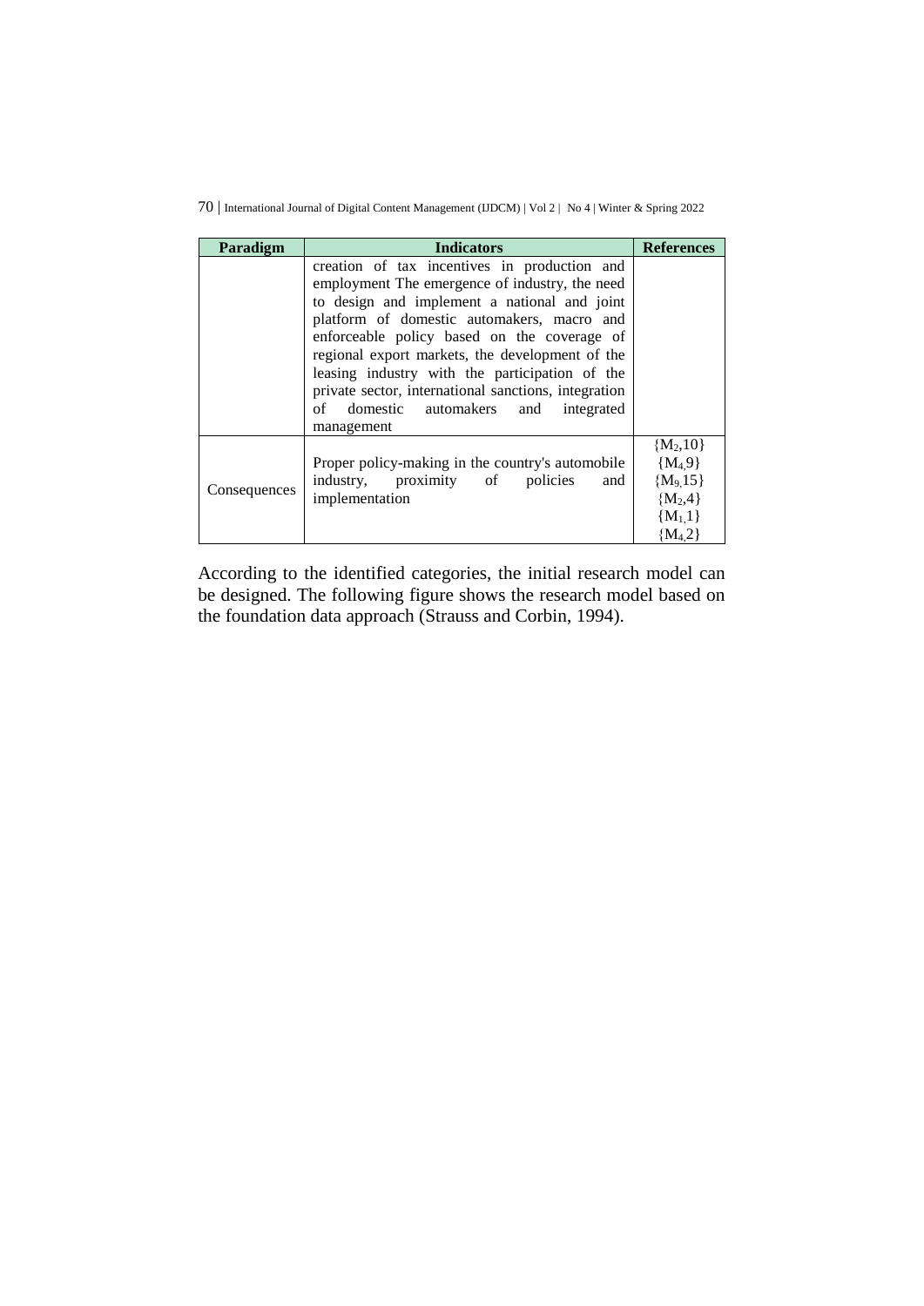| Paradigm | Indicators | References |
| --- | --- | --- |
| | creation of tax incentives in production and employment The emergence of industry, the need to design and implement a national and joint platform of domestic automakers, macro and enforceable policy based on the coverage of regional export markets, the development of the leasing industry with the participation of the private sector, international sanctions, integration of domestic automakers and integrated management | |
| Consequences | Proper policy-making in the country's automobile industry, proximity of policies and implementation | {$M_2$,10} {$M_4$,9} {$M_9$,15} {$M_2$,4} {$M_1$,1} {$M_4$,2} |

According to the identified categories, the initial research model can be designed. The following figure shows the research model based on the foundation data approach (Strauss and Corbin, 1994).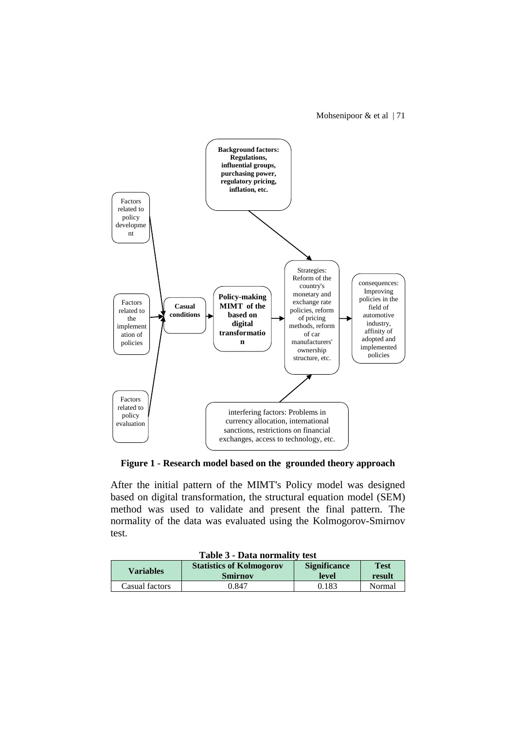Factors related to policy development

Factors related to the implementation of policies

Factors related to policy evaluation

**Casual conditions**

**Policy-making MIMT of the based on digital transformation**

**Background factors: Regulations, influential groups, purchasing power, regulatory pricing, inflation, etc.**

Strategies: Reform of the country's monetary and exchange rate policies, reform of pricing methods, reform of car manufacturers' ownership structure, etc.

consequences: Improving policies in the field of automotive industry, affinity of adopted and implemented policies

interfering factors: Problems in currency allocation, international sanctions, restrictions on financial exchanges, access to technology, etc.

**Figure 1 - Research model based on the grounded theory approach**

After the initial pattern of the MIMT's Policy model was designed based on digital transformation, the structural equation model (SEM) method was used to validate and present the final pattern. The normality of the data was evaluated using the Kolmogorov-Smirnov test.

**Table 3 - Data normality test**

| Variables | Statistics of Kolmogorov Smirnov | Significance level | Test result |
|---|---|---|---|
| Casual factors | 0.847 | 0.183 | Normal |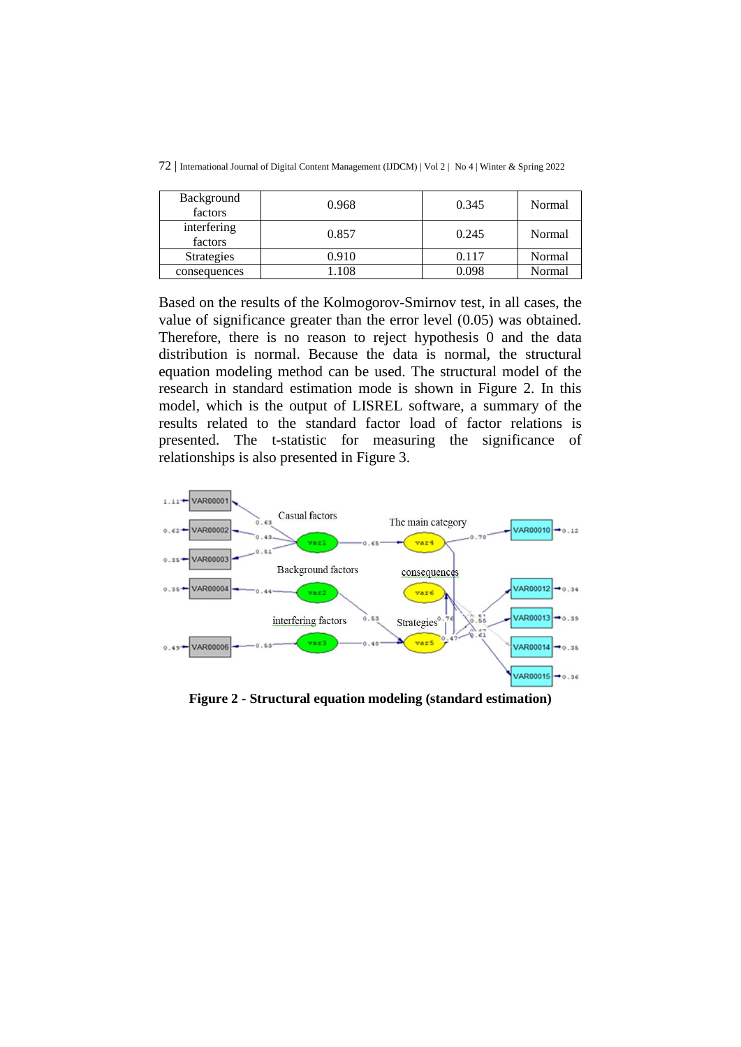| Background factors | 0.968 | 0.345 | Normal |
|---|---|---|---|
| interfering factors | 0.857 | 0.245 | Normal |
| Strategies | 0.910 | 0.117 | Normal |
| consequences | 1.108 | 0.098 | Normal |

Based on the results of the Kolmogorov-Smirnov test, in all cases, the value of significance greater than the error level (0.05) was obtained. Therefore, there is no reason to reject hypothesis 0 and the data distribution is normal. Because the data is normal, the structural equation modeling method can be used. The structural model of the research in standard estimation mode is shown in Figure 2. In this model, which is the output of LISREL software, a summary of the results related to the standard factor load of factor relations is presented. The t-statistic for measuring the significance of relationships is also presented in Figure 3.

**Figure 2 - Structural equation modeling (standard estimation)**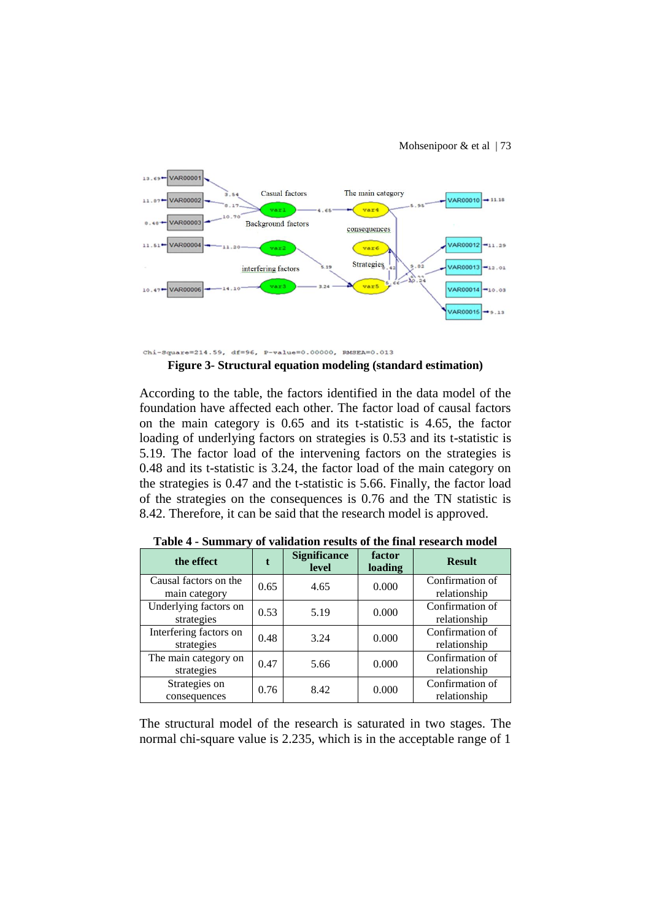Chi-Square=214.59, df=96, P-value=0.00000, RMSEA=0.013

**Figure 3- Structural equation modeling (standard estimation)**

According to the table, the factors identified in the data model of the foundation have affected each other. The factor load of causal factors on the main category is 0.65 and its t-statistic is 4.65, the factor loading of underlying factors on strategies is 0.53 and its t-statistic is 5.19. The factor load of the intervening factors on the strategies is 0.48 and its t-statistic is 3.24, the factor load of the main category on the strategies is 0.47 and the t-statistic is 5.66. Finally, the factor load of the strategies on the consequences is 0.76 and the TN statistic is 8.42. Therefore, it can be said that the research model is approved.

**Table 4 - Summary of validation results of the final research model**

| the effect | t | Significance level | factor loading | Result |
|---|---|---|---|---|
| Causal factors on the main category | 0.65 | 4.65 | 0.000 | Confirmation of relationship |
| Underlying factors on strategies | 0.53 | 5.19 | 0.000 | Confirmation of relationship |
| Interfering factors on strategies | 0.48 | 3.24 | 0.000 | Confirmation of relationship |
| The main category on strategies | 0.47 | 5.66 | 0.000 | Confirmation of relationship |
| Strategies on consequences | 0.76 | 8.42 | 0.000 | Confirmation of relationship |

The structural model of the research is saturated in two stages. The normal chi-square value is 2.235, which is in the acceptable range of 1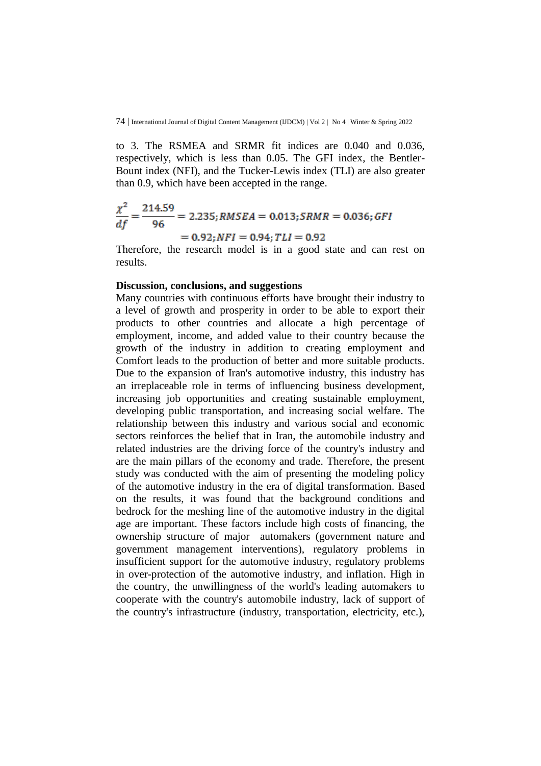to 3. The RSMEA and SRMR fit indices are 0.040 and 0.036, respectively, which is less than 0.05. The GFI index, the Bentler-Bount index (NFI), and the Tucker-Lewis index (TLI) are also greater than 0.9, which have been accepted in the range.

$$\frac{\chi^2}{df} = \frac{214.59}{96} = 2.235; RMSEA = 0.013; SRMR = 0.036; GFI = 0.92; NFI = 0.94; TLI = 0.92$$

Therefore, the research model is in a good state and can rest on results.

**Discussion, conclusions, and suggestions**

Many countries with continuous efforts have brought their industry to a level of growth and prosperity in order to be able to export their products to other countries and allocate a high percentage of employment, income, and added value to their country because the growth of the industry in addition to creating employment and Comfort leads to the production of better and more suitable products. Due to the expansion of Iran's automotive industry, this industry has an irreplaceable role in terms of influencing business development, increasing job opportunities and creating sustainable employment, developing public transportation, and increasing social welfare. The relationship between this industry and various social and economic sectors reinforces the belief that in Iran, the automobile industry and related industries are the driving force of the country's industry and are the main pillars of the economy and trade. Therefore, the present study was conducted with the aim of presenting the modeling policy of the automotive industry in the era of digital transformation. Based on the results, it was found that the background conditions and bedrock for the meshing line of the automotive industry in the digital age are important. These factors include high costs of financing, the ownership structure of major automakers (government nature and government management interventions), regulatory problems in insufficient support for the automotive industry, regulatory problems in over-protection of the automotive industry, and inflation. High in the country, the unwillingness of the world's leading automakers to cooperate with the country's automobile industry, lack of support of the country's infrastructure (industry, transportation, electricity, etc.),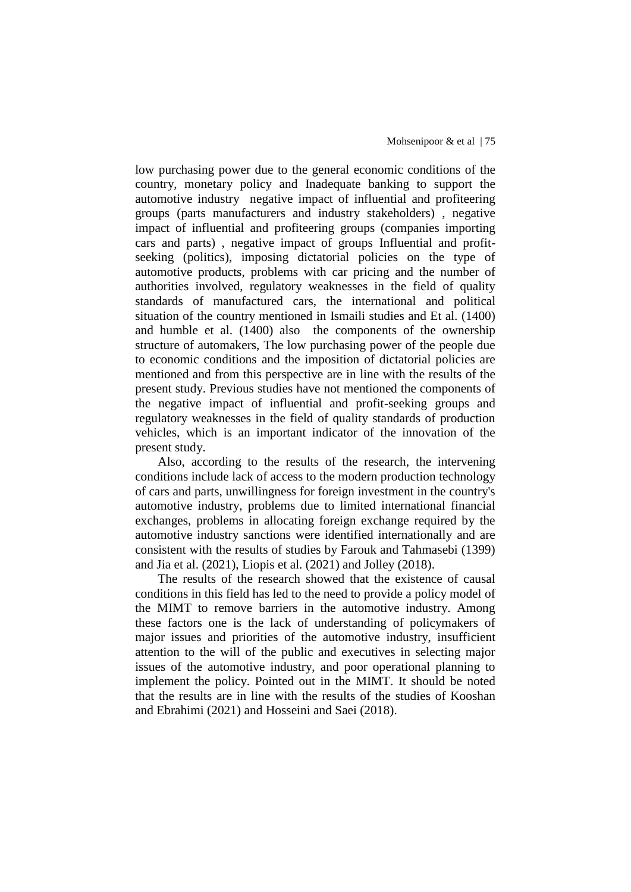low purchasing power due to the general economic conditions of the country, monetary policy and Inadequate banking to support the automotive industry negative impact of influential and profiteering groups (parts manufacturers and industry stakeholders) , negative impact of influential and profiteering groups (companies importing cars and parts) , negative impact of groups Influential and profit-seeking (politics), imposing dictatorial policies on the type of automotive products, problems with car pricing and the number of authorities involved, regulatory weaknesses in the field of quality standards of manufactured cars, the international and political situation of the country mentioned in Ismaili studies and Et al. (1400) and humble et al. (1400) also the components of the ownership structure of automakers, The low purchasing power of the people due to economic conditions and the imposition of dictatorial policies are mentioned and from this perspective are in line with the results of the present study. Previous studies have not mentioned the components of the negative impact of influential and profit-seeking groups and regulatory weaknesses in the field of quality standards of production vehicles, which is an important indicator of the innovation of the present study.

Also, according to the results of the research, the intervening conditions include lack of access to the modern production technology of cars and parts, unwillingness for foreign investment in the country's automotive industry, problems due to limited international financial exchanges, problems in allocating foreign exchange required by the automotive industry sanctions were identified internationally and are consistent with the results of studies by Farouk and Tahmasebi (1399) and Jia et al. (2021), Liopis et al. (2021) and Jolley (2018).

The results of the research showed that the existence of causal conditions in this field has led to the need to provide a policy model of the MIMT to remove barriers in the automotive industry. Among these factors one is the lack of understanding of policymakers of major issues and priorities of the automotive industry, insufficient attention to the will of the public and executives in selecting major issues of the automotive industry, and poor operational planning to implement the policy. Pointed out in the MIMT. It should be noted that the results are in line with the results of the studies of Kooshan and Ebrahimi (2021) and Hosseini and Saei (2018).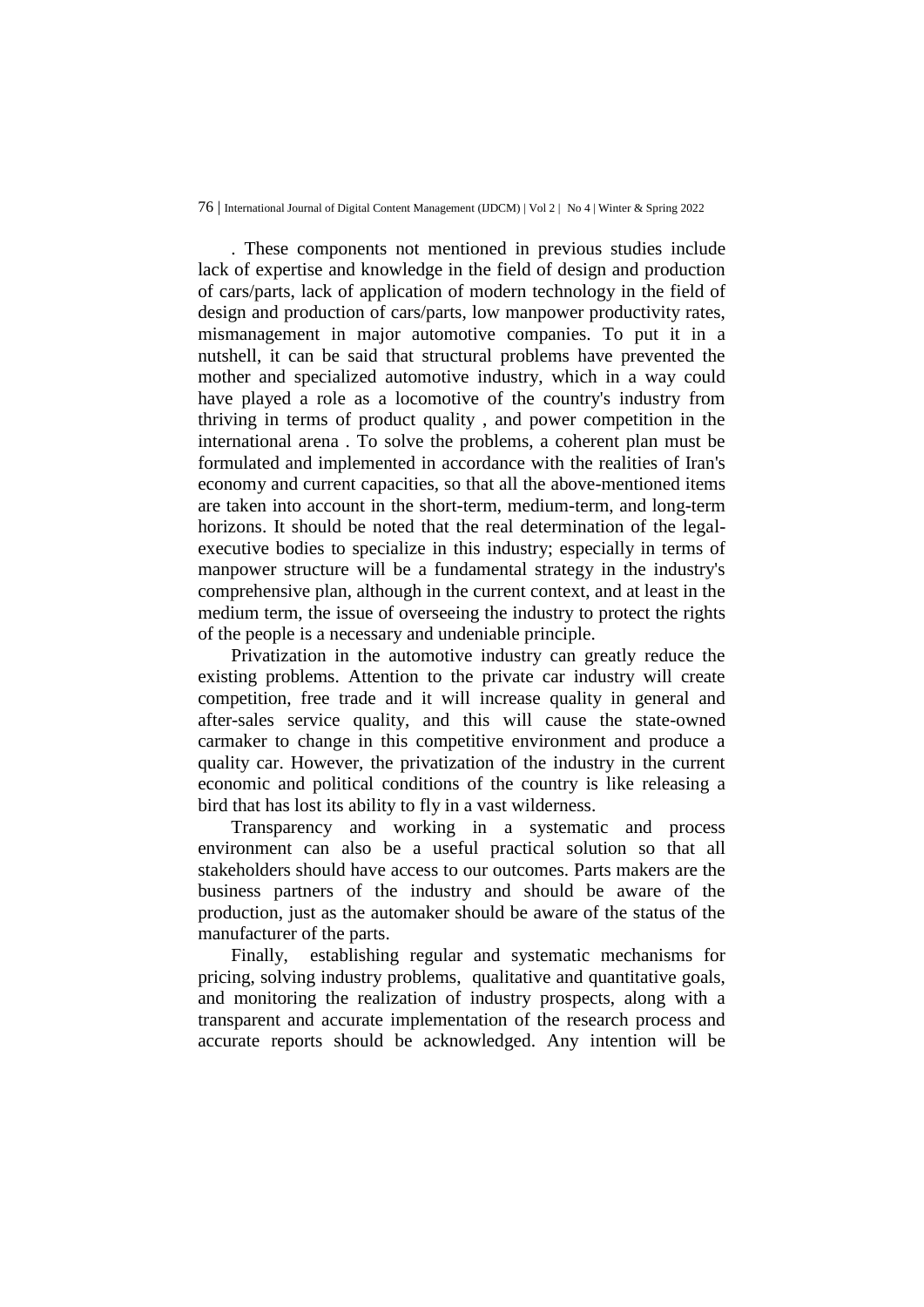. These components not mentioned in previous studies include lack of expertise and knowledge in the field of design and production of cars/parts, lack of application of modern technology in the field of design and production of cars/parts, low manpower productivity rates, mismanagement in major automotive companies. To put it in a nutshell, it can be said that structural problems have prevented the mother and specialized automotive industry, which in a way could have played a role as a locomotive of the country's industry from thriving in terms of product quality , and power competition in the international arena . To solve the problems, a coherent plan must be formulated and implemented in accordance with the realities of Iran's economy and current capacities, so that all the above-mentioned items are taken into account in the short-term, medium-term, and long-term horizons. It should be noted that the real determination of the legal-executive bodies to specialize in this industry; especially in terms of manpower structure will be a fundamental strategy in the industry's comprehensive plan, although in the current context, and at least in the medium term, the issue of overseeing the industry to protect the rights of the people is a necessary and undeniable principle.

Privatization in the automotive industry can greatly reduce the existing problems. Attention to the private car industry will create competition, free trade and it will increase quality in general and after-sales service quality, and this will cause the state-owned carmaker to change in this competitive environment and produce a quality car. However, the privatization of the industry in the current economic and political conditions of the country is like releasing a bird that has lost its ability to fly in a vast wilderness.

Transparency and working in a systematic and process environment can also be a useful practical solution so that all stakeholders should have access to our outcomes. Parts makers are the business partners of the industry and should be aware of the production, just as the automaker should be aware of the status of the manufacturer of the parts.

Finally, establishing regular and systematic mechanisms for pricing, solving industry problems, qualitative and quantitative goals, and monitoring the realization of industry prospects, along with a transparent and accurate implementation of the research process and accurate reports should be acknowledged. Any intention will be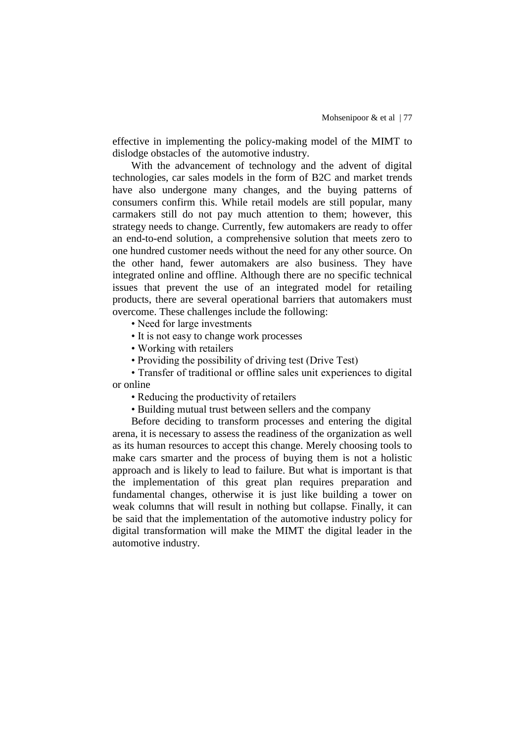effective in implementing the policy-making model of the MIMT to dislodge obstacles of the automotive industry.

With the advancement of technology and the advent of digital technologies, car sales models in the form of B2C and market trends have also undergone many changes, and the buying patterns of consumers confirm this. While retail models are still popular, many carmakers still do not pay much attention to them; however, this strategy needs to change. Currently, few automakers are ready to offer an end-to-end solution, a comprehensive solution that meets zero to one hundred customer needs without the need for any other source. On the other hand, fewer automakers are also business. They have integrated online and offline. Although there are no specific technical issues that prevent the use of an integrated model for retailing products, there are several operational barriers that automakers must overcome. These challenges include the following:

- Need for large investments
- It is not easy to change work processes
- Working with retailers
- Providing the possibility of driving test (Drive Test)
- Transfer of traditional or offline sales unit experiences to digital or online
- Reducing the productivity of retailers
- Building mutual trust between sellers and the company

Before deciding to transform processes and entering the digital arena, it is necessary to assess the readiness of the organization as well as its human resources to accept this change. Merely choosing tools to make cars smarter and the process of buying them is not a holistic approach and is likely to lead to failure. But what is important is that the implementation of this great plan requires preparation and fundamental changes, otherwise it is just like building a tower on weak columns that will result in nothing but collapse. Finally, it can be said that the implementation of the automotive industry policy for digital transformation will make the MIMT the digital leader in the automotive industry.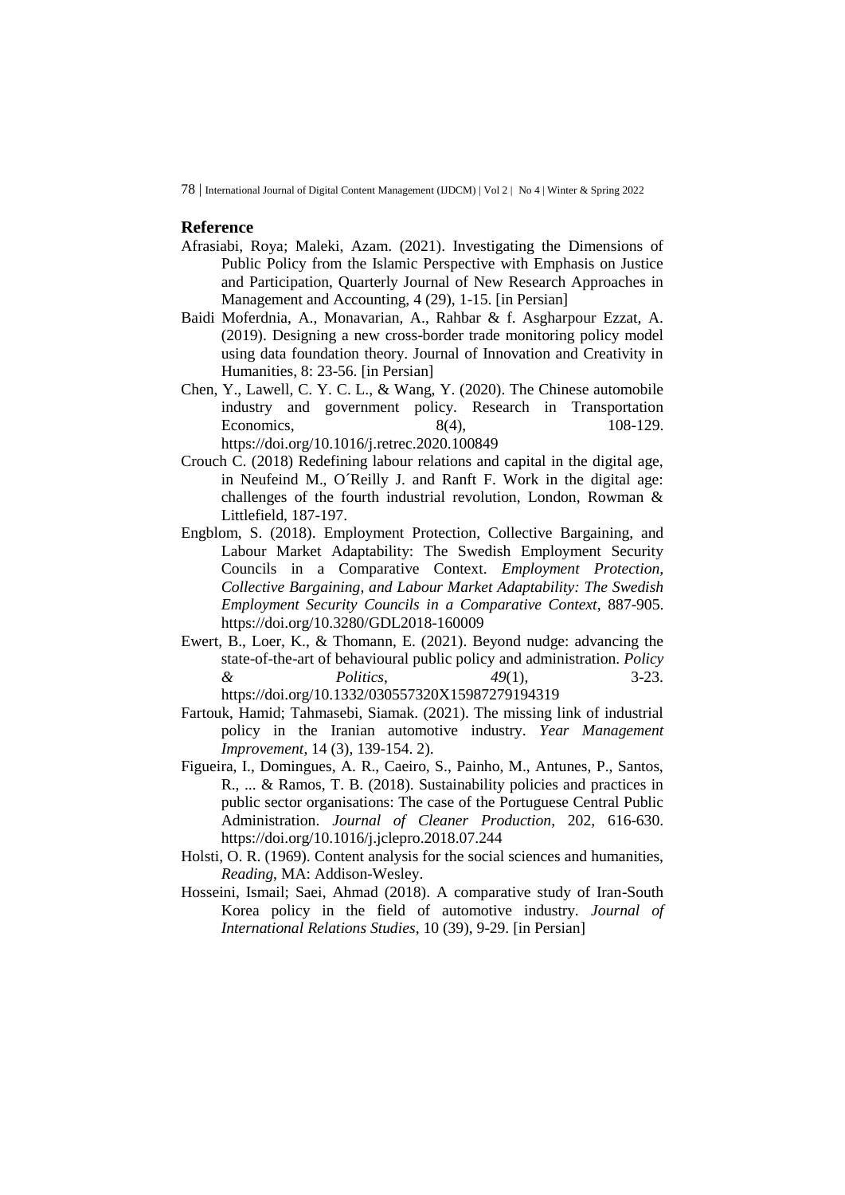## Reference

Afrasiabi, Roya; Maleki, Azam. (2021). Investigating the Dimensions of Public Policy from the Islamic Perspective with Emphasis on Justice and Participation, Quarterly Journal of New Research Approaches in Management and Accounting, 4 (29), 1-15. [in Persian]

Baidi Moferdnia, A., Monavarian, A., Rahbar & f. Asgharpour Ezzat, A. (2019). Designing a new cross-border trade monitoring policy model using data foundation theory. Journal of Innovation and Creativity in Humanities, 8: 23-56. [in Persian]

Chen, Y., Lawell, C. Y. C. L., & Wang, Y. (2020). The Chinese automobile industry and government policy. Research in Transportation Economics, 8(4), 108-129. https://doi.org/10.1016/j.retrec.2020.100849

Crouch C. (2018) Redefining labour relations and capital in the digital age, in Neufeind M., O´Reilly J. and Ranft F. Work in the digital age: challenges of the fourth industrial revolution, London, Rowman & Littlefield, 187-197.

Engblom, S. (2018). Employment Protection, Collective Bargaining, and Labour Market Adaptability: The Swedish Employment Security Councils in a Comparative Context. *Employment Protection, Collective Bargaining, and Labour Market Adaptability: The Swedish Employment Security Councils in a Comparative Context*, 887-905. https://doi.org/10.3280/GDL2018-160009

Ewert, B., Loer, K., & Thomann, E. (2021). Beyond nudge: advancing the state-of-the-art of behavioural public policy and administration. *Policy & Politics*, *49*(1), 3-23. https://doi.org/10.1332/030557320X15987279194319

Fartouk, Hamid; Tahmasebi, Siamak. (2021). The missing link of industrial policy in the Iranian automotive industry. *Year Management Improvement*, 14 (3), 139-154. 2).

Figueira, I., Domingues, A. R., Caeiro, S., Painho, M., Antunes, P., Santos, R., ... & Ramos, T. B. (2018). Sustainability policies and practices in public sector organisations: The case of the Portuguese Central Public Administration. *Journal of Cleaner Production*, 202, 616-630. https://doi.org/10.1016/j.jclepro.2018.07.244

Holsti, O. R. (1969). Content analysis for the social sciences and humanities, *Reading*, MA: Addison-Wesley.

Hosseini, Ismail; Saei, Ahmad (2018). A comparative study of Iran-South Korea policy in the field of automotive industry. *Journal of International Relations Studies*, 10 (39), 9-29. [in Persian]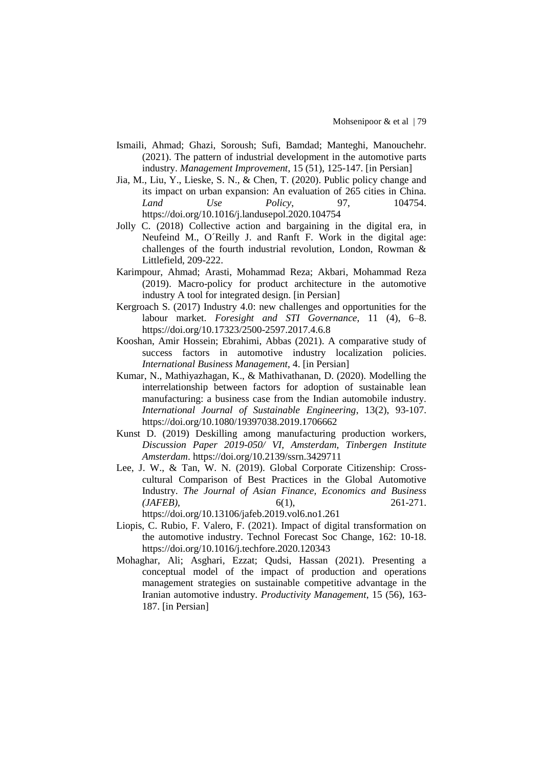Ismaili, Ahmad; Ghazi, Soroush; Sufi, Bamdad; Manteghi, Manouchehr. (2021). The pattern of industrial development in the automotive parts industry. *Management Improvement*, 15 (51), 125-147. [in Persian]

Jia, M., Liu, Y., Lieske, S. N., & Chen, T. (2020). Public policy change and its impact on urban expansion: An evaluation of 265 cities in China. *Land Use Policy*, 97, 104754. https://doi.org/10.1016/j.landusepol.2020.104754

Jolly C. (2018) Collective action and bargaining in the digital era, in Neufeind M., O´Reilly J. and Ranft F. Work in the digital age: challenges of the fourth industrial revolution, London, Rowman & Littlefield, 209-222.

Karimpour, Ahmad; Arasti, Mohammad Reza; Akbari, Mohammad Reza (2019). Macro-policy for product architecture in the automotive industry A tool for integrated design. [in Persian]

Kergroach S. (2017) Industry 4.0: new challenges and opportunities for the labour market. *Foresight and STI Governance*, 11 (4), 6–8. https://doi.org/10.17323/2500-2597.2017.4.6.8

Kooshan, Amir Hossein; Ebrahimi, Abbas (2021). A comparative study of success factors in automotive industry localization policies. *International Business Management*, 4. [in Persian]

Kumar, N., Mathiyazhagan, K., & Mathivathanan, D. (2020). Modelling the interrelationship between factors for adoption of sustainable lean manufacturing: a business case from the Indian automobile industry. *International Journal of Sustainable Engineering*, 13(2), 93-107. https://doi.org/10.1080/19397038.2019.1706662

Kunst D. (2019) Deskilling among manufacturing production workers, *Discussion Paper 2019-050/ VI, Amsterdam, Tinbergen Institute Amsterdam*. https://doi.org/10.2139/ssrn.3429711

Lee, J. W., & Tan, W. N. (2019). Global Corporate Citizenship: Cross-cultural Comparison of Best Practices in the Global Automotive Industry. *The Journal of Asian Finance, Economics and Business (JAFEB)*, 6(1), 261-271. https://doi.org/10.13106/jafeb.2019.vol6.no1.261

Liopis, C. Rubio, F. Valero, F. (2021). Impact of digital transformation on the automotive industry. Technol Forecast Soc Change, 162: 10-18. https://doi.org/10.1016/j.techfore.2020.120343

Mohaghar, Ali; Asghari, Ezzat; Qudsi, Hassan (2021). Presenting a conceptual model of the impact of production and operations management strategies on sustainable competitive advantage in the Iranian automotive industry. *Productivity Management*, 15 (56), 163-187. [in Persian]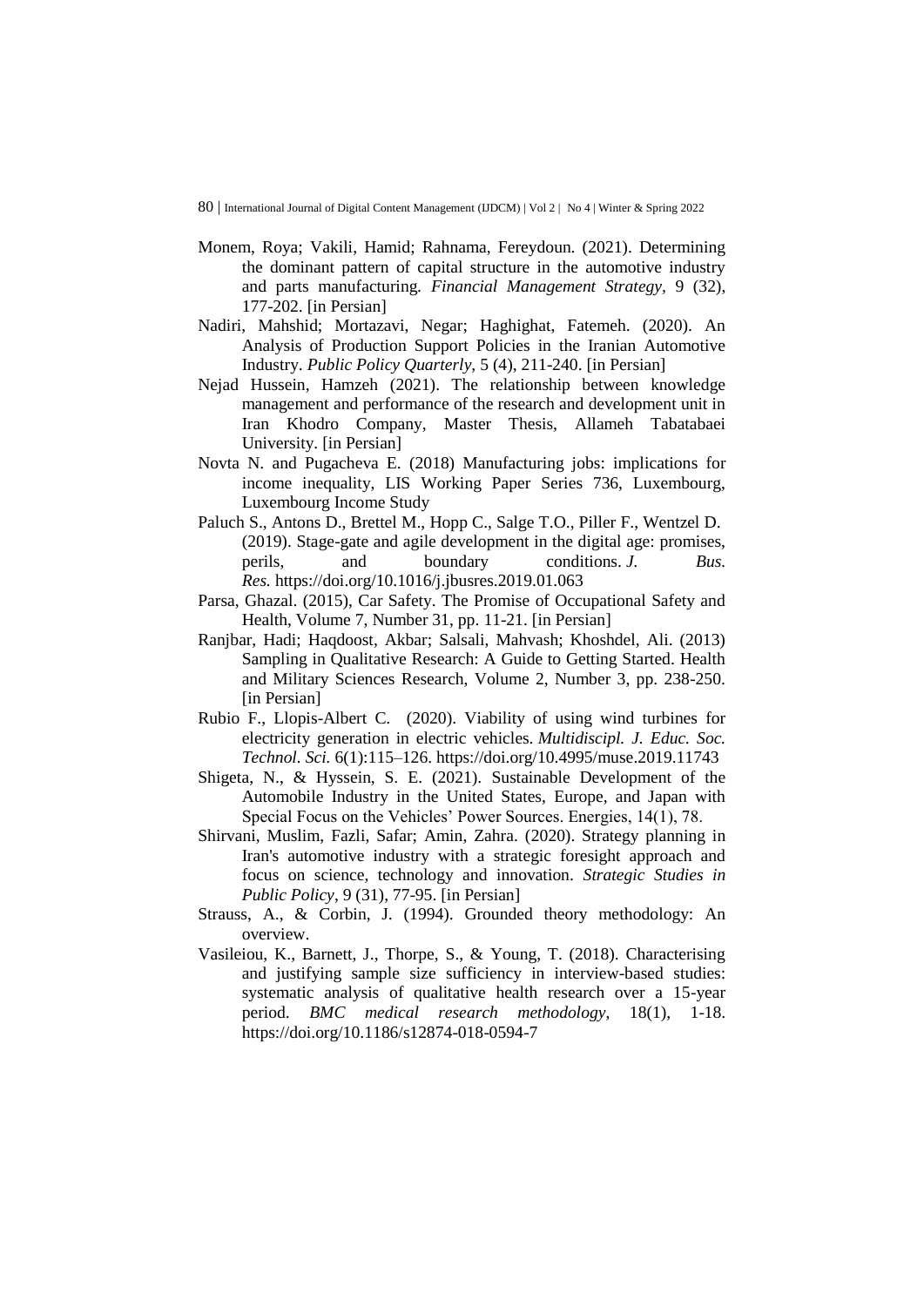Monem, Roya; Vakili, Hamid; Rahnama, Fereydoun. (2021). Determining the dominant pattern of capital structure in the automotive industry and parts manufacturing. *Financial Management Strategy*, 9 (32), 177-202. [in Persian]

Nadiri, Mahshid; Mortazavi, Negar; Haghighat, Fatemeh. (2020). An Analysis of Production Support Policies in the Iranian Automotive Industry. *Public Policy Quarterly*, 5 (4), 211-240. [in Persian]

Nejad Hussein, Hamzeh (2021). The relationship between knowledge management and performance of the research and development unit in Iran Khodro Company, Master Thesis, Allameh Tabatabaei University. [in Persian]

Novta N. and Pugacheva E. (2018) Manufacturing jobs: implications for income inequality, LIS Working Paper Series 736, Luxembourg, Luxembourg Income Study

Paluch S., Antons D., Brettel M., Hopp C., Salge T.O., Piller F., Wentzel D. (2019). Stage-gate and agile development in the digital age: promises, perils, and boundary conditions. *J. Bus. Res.* https://doi.org/10.1016/j.jbusres.2019.01.063

Parsa, Ghazal. (2015), Car Safety. The Promise of Occupational Safety and Health, Volume 7, Number 31, pp. 11-21. [in Persian]

Ranjbar, Hadi; Haqdoost, Akbar; Salsali, Mahvash; Khoshdel, Ali. (2013) Sampling in Qualitative Research: A Guide to Getting Started. Health and Military Sciences Research, Volume 2, Number 3, pp. 238-250. [in Persian]

Rubio F., Llopis-Albert C. (2020). Viability of using wind turbines for electricity generation in electric vehicles. *Multidiscipl. J. Educ. Soc. Technol. Sci.* 6(1):115–126. https://doi.org/10.4995/muse.2019.11743

Shigeta, N., & Hyssein, S. E. (2021). Sustainable Development of the Automobile Industry in the United States, Europe, and Japan with Special Focus on the Vehicles' Power Sources. Energies, 14(1), 78.

Shirvani, Muslim, Fazli, Safar; Amin, Zahra. (2020). Strategy planning in Iran's automotive industry with a strategic foresight approach and focus on science, technology and innovation. *Strategic Studies in Public Policy*, 9 (31), 77-95. [in Persian]

Strauss, A., & Corbin, J. (1994). Grounded theory methodology: An overview.

Vasileiou, K., Barnett, J., Thorpe, S., & Young, T. (2018). Characterising and justifying sample size sufficiency in interview-based studies: systematic analysis of qualitative health research over a 15-year period. *BMC medical research methodology*, 18(1), 1-18. https://doi.org/10.1186/s12874-018-0594-7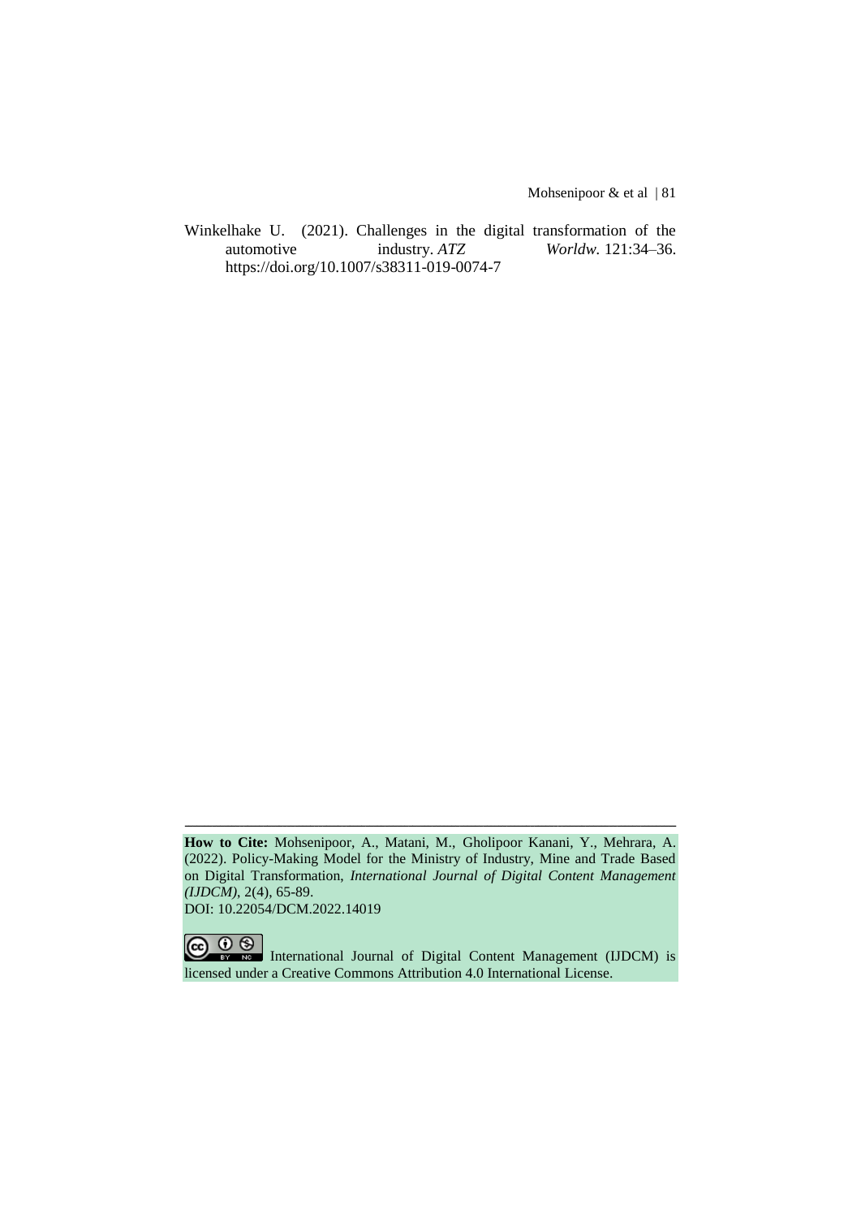Winkelhake U. (2021). Challenges in the digital transformation of the automotive industry. *ATZ Worldw*. 121:34–36. https://doi.org/10.1007/s38311-019-0074-7

---

**How to Cite:** Mohsenipoor, A., Matani, M., Gholipoor Kanani, Y., Mehrara, A. (2022). Policy-Making Model for the Ministry of Industry, Mine and Trade Based on Digital Transformation, *International Journal of Digital Content Management (IJDCM)*, 2(4), 65-89.
DOI: 10.22054/DCM.2022.14019

International Journal of Digital Content Management (IJDCM) is licensed under a Creative Commons Attribution 4.0 International License.